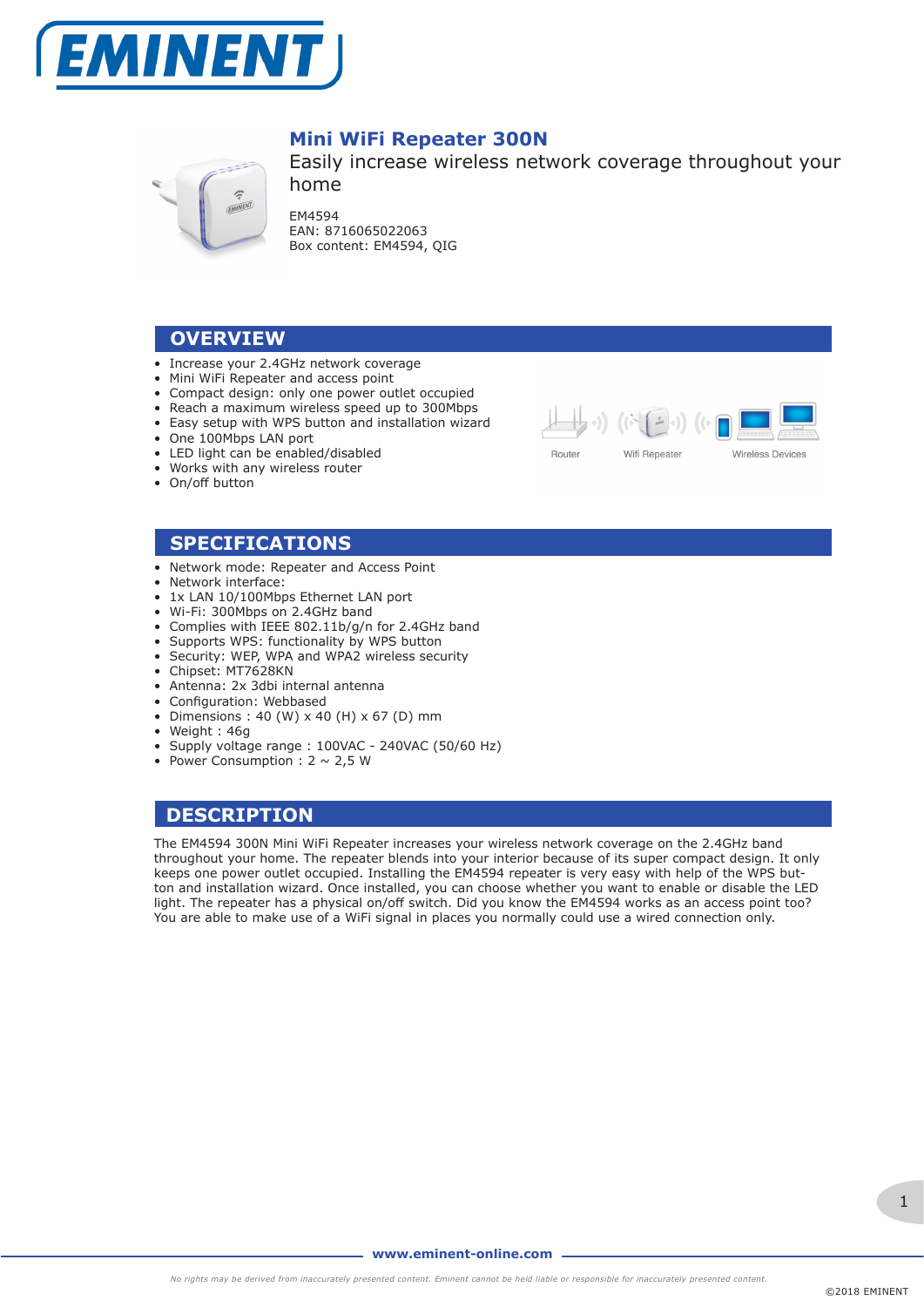# Mini WiFi Repeater 300N

Easily increase wireless network coverage throughout your home

EM4594
EAN: 8716065022063
Box content: EM4594, QIG

## OVERVIEW

- Increase your 2.4GHz network coverage
- Mini WiFi Repeater and access point
- Compact design: only one power outlet occupied
- Reach a maximum wireless speed up to 300Mbps
- Easy setup with WPS button and installation wizard
- One 100Mbps LAN port
- LED light can be enabled/disabled
- Works with any wireless router
- On/off button

Router | Wifi Repeater | Wireless Devices

## SPECIFICATIONS

- Network mode: Repeater and Access Point
- Network interface:
- 1x LAN 10/100Mbps Ethernet LAN port
- Wi-Fi: 300Mbps on 2.4GHz band
- Complies with IEEE 802.11b/g/n for 2.4GHz band
- Supports WPS: functionality by WPS button
- Security: WEP, WPA and WPA2 wireless security
- Chipset: MT7628KN
- Antenna: 2x 3dbi internal antenna
- Configuration: Webbased
- Dimensions : 40 (W) x 40 (H) x 67 (D) mm
- Weight : 46g
- Supply voltage range : 100VAC - 240VAC (50/60 Hz)
- Power Consumption : 2 ~ 2,5 W

## DESCRIPTION

The EM4594 300N Mini WiFi Repeater increases your wireless network coverage on the 2.4GHz band throughout your home. The repeater blends into your interior because of its super compact design. It only keeps one power outlet occupied. Installing the EM4594 repeater is very easy with help of the WPS button and installation wizard. Once installed, you can choose whether you want to enable or disable the LED light. The repeater has a physical on/off switch. Did you know the EM4594 works as an access point too? You are able to make use of a WiFi signal in places you normally could use a wired connection only.

www.eminent-online.com

*No rights may be derived from inaccurately presented content. Eminent cannot be held liable or responsible for inaccurately presented content.*

©2018 EMINENT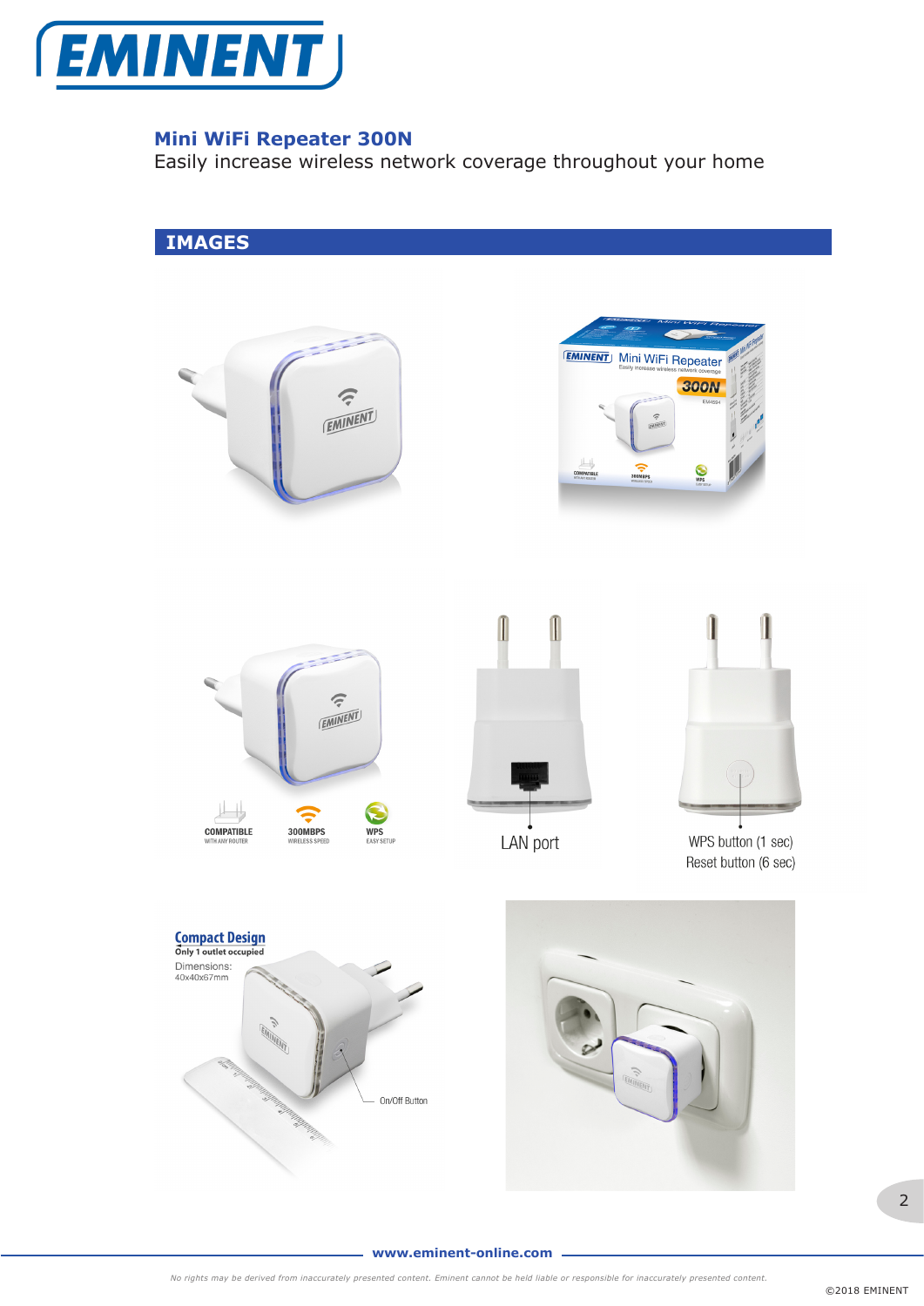EMINENT

## Mini WiFi Repeater 300N

Easily increase wireless network coverage throughout your home

## IMAGES

COMPATIBLE
WITH ANY ROUTER

300MBPS
WIRELESS SPEED

WPS
EASY SETUP

LAN port

WPS button (1 sec)
Reset button (6 sec)

Compact Design
Only 1 outlet occupied
Dimensions:
40x40x67mm

On/Off Button

www.eminent-online.com

*No rights may be derived from inaccurately presented content. Eminent cannot be held liable or responsible for inaccurately presented content.*

©2018 EMINENT